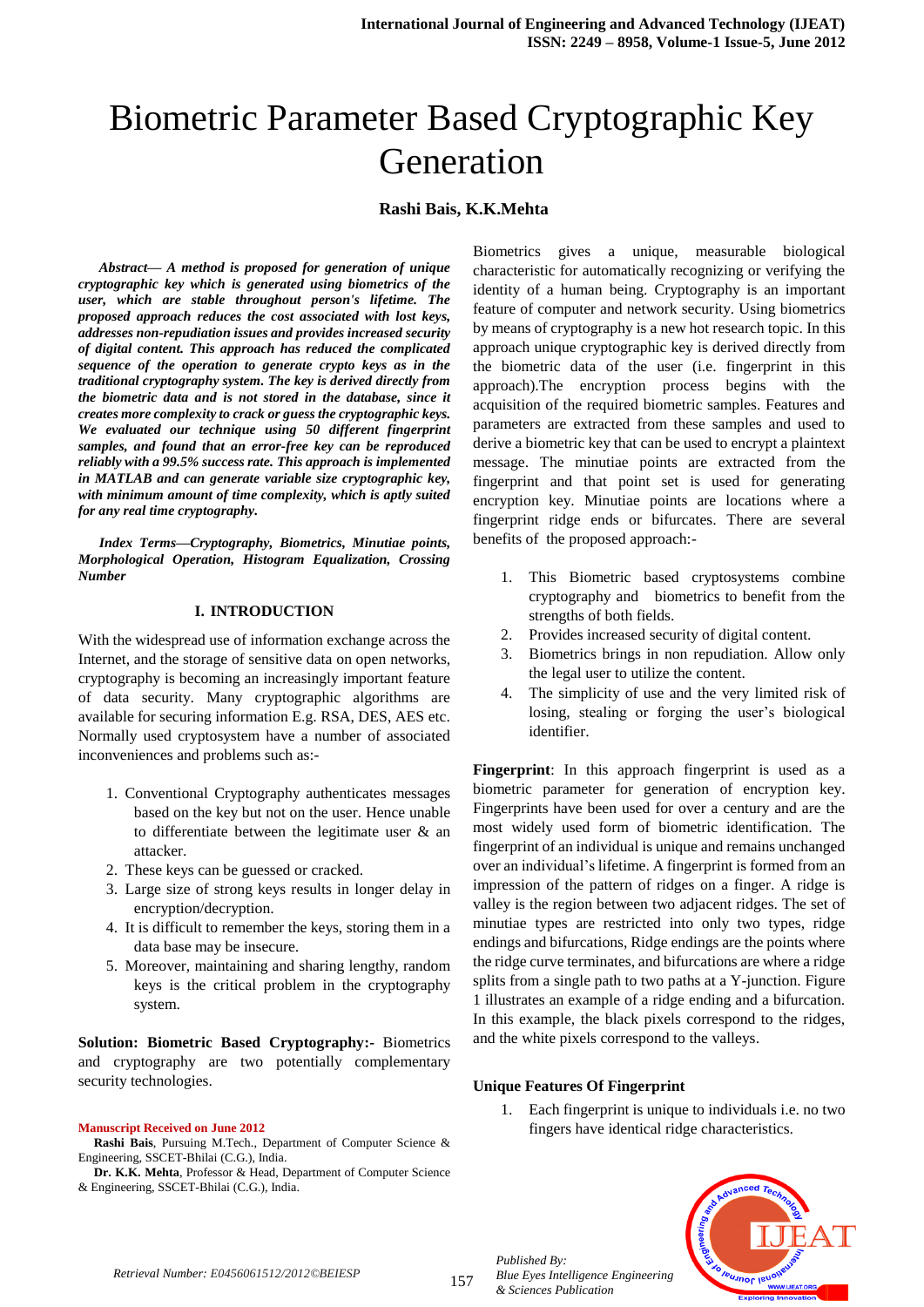# Biometric Parameter Based Cryptographic Key Generation

**Rashi Bais, K.K.Mehta**

***Abstract— A method is proposed for generation of unique cryptographic key which is generated using biometrics of the user, which are stable throughout person's lifetime. The proposed approach reduces the cost associated with lost keys, addresses non-repudiation issues and provides increased security of digital content. This approach has reduced the complicated sequence of the operation to generate crypto keys as in the traditional cryptography system. The key is derived directly from the biometric data and is not stored in the database, since it creates more complexity to crack or guess the cryptographic keys. We evaluated our technique using 50 different fingerprint samples, and found that an error-free key can be reproduced reliably with a 99.5% success rate. This approach is implemented in MATLAB and can generate variable size cryptographic key, with minimum amount of time complexity, which is aptly suited for any real time cryptography.***

***Index Terms—Cryptography, Biometrics, Minutiae points, Morphological Operation, Histogram Equalization, Crossing Number***

## I. INTRODUCTION

With the widespread use of information exchange across the Internet, and the storage of sensitive data on open networks, cryptography is becoming an increasingly important feature of data security. Many cryptographic algorithms are available for securing information E.g. RSA, DES, AES etc. Normally used cryptosystem have a number of associated inconveniences and problems such as:-

1. Conventional Cryptography authenticates messages based on the key but not on the user. Hence unable to differentiate between the legitimate user & an attacker.
2. These keys can be guessed or cracked.
3. Large size of strong keys results in longer delay in encryption/decryption.
4. It is difficult to remember the keys, storing them in a data base may be insecure.
5. Moreover, maintaining and sharing lengthy, random keys is the critical problem in the cryptography system.

**Solution: Biometric Based Cryptography:-** Biometrics and cryptography are two potentially complementary security technologies.

**Manuscript Received on June 2012**

**Rashi Bais**, Pursuing M.Tech., Department of Computer Science & Engineering, SSCET-Bhilai (C.G.), India.

**Dr. K.K. Mehta**, Professor & Head, Department of Computer Science & Engineering, SSCET-Bhilai (C.G.), India.

Biometrics gives a unique, measurable biological characteristic for automatically recognizing or verifying the identity of a human being. Cryptography is an important feature of computer and network security. Using biometrics by means of cryptography is a new hot research topic. In this approach unique cryptographic key is derived directly from the biometric data of the user (i.e. fingerprint in this approach).The encryption process begins with the acquisition of the required biometric samples. Features and parameters are extracted from these samples and used to derive a biometric key that can be used to encrypt a plaintext message. The minutiae points are extracted from the fingerprint and that point set is used for generating encryption key. Minutiae points are locations where a fingerprint ridge ends or bifurcates. There are several benefits of the proposed approach:-

1. This Biometric based cryptosystems combine cryptography and biometrics to benefit from the strengths of both fields.
2. Provides increased security of digital content.
3. Biometrics brings in non repudiation. Allow only the legal user to utilize the content.
4. The simplicity of use and the very limited risk of losing, stealing or forging the user's biological identifier.

**Fingerprint**: In this approach fingerprint is used as a biometric parameter for generation of encryption key. Fingerprints have been used for over a century and are the most widely used form of biometric identification. The fingerprint of an individual is unique and remains unchanged over an individual's lifetime. A fingerprint is formed from an impression of the pattern of ridges on a finger. A ridge is valley is the region between two adjacent ridges. The set of minutiae types are restricted into only two types, ridge endings and bifurcations, Ridge endings are the points where the ridge curve terminates, and bifurcations are where a ridge splits from a single path to two paths at a Y-junction. Figure 1 illustrates an example of a ridge ending and a bifurcation. In this example, the black pixels correspond to the ridges, and the white pixels correspond to the valleys.

**Unique Features Of Fingerprint**

1. Each fingerprint is unique to individuals i.e. no two fingers have identical ridge characteristics.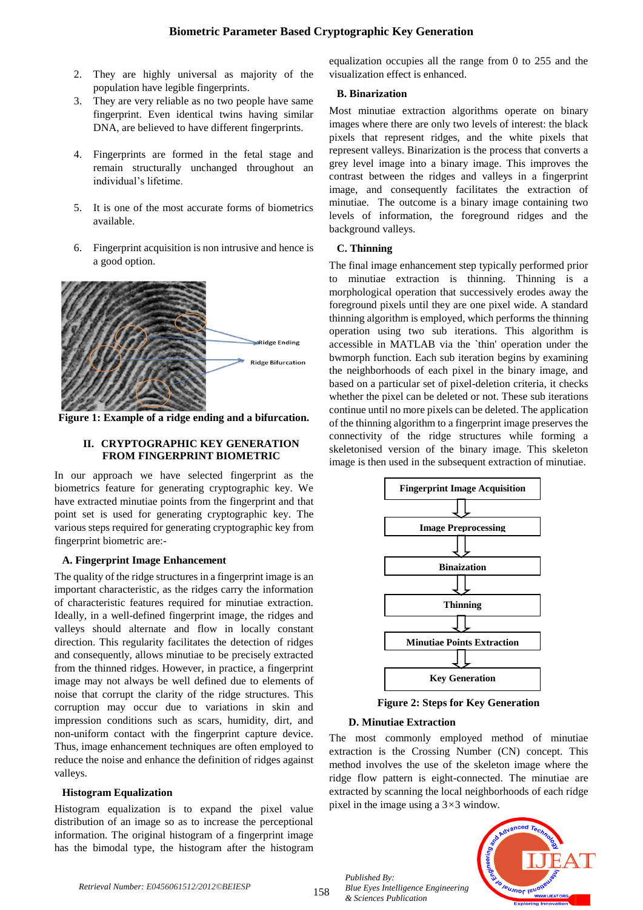2. They are highly universal as majority of the population have legible fingerprints.
3. They are very reliable as no two people have same fingerprint. Even identical twins having similar DNA, are believed to have different fingerprints.
4. Fingerprints are formed in the fetal stage and remain structurally unchanged throughout an individual's lifetime.
5. It is one of the most accurate forms of biometrics available.
6. Fingerprint acquisition is non intrusive and hence is a good option.

**Figure 1: Example of a ridge ending and a bifurcation.**

## II. CRYPTOGRAPHIC KEY GENERATION FROM FINGERPRINT BIOMETRIC

In our approach we have selected fingerprint as the biometrics feature for generating cryptographic key. We have extracted minutiae points from the fingerprint and that point set is used for generating cryptographic key. The various steps required for generating cryptographic key from fingerprint biometric are:-

### A. Fingerprint Image Enhancement

The quality of the ridge structures in a fingerprint image is an important characteristic, as the ridges carry the information of characteristic features required for minutiae extraction. Ideally, in a well-defined fingerprint image, the ridges and valleys should alternate and flow in locally constant direction. This regularity facilitates the detection of ridges and consequently, allows minutiae to be precisely extracted from the thinned ridges. However, in practice, a fingerprint image may not always be well defined due to elements of noise that corrupt the clarity of the ridge structures. This corruption may occur due to variations in skin and impression conditions such as scars, humidity, dirt, and non-uniform contact with the fingerprint capture device. Thus, image enhancement techniques are often employed to reduce the noise and enhance the definition of ridges against valleys.

### Histogram Equalization

Histogram equalization is to expand the pixel value distribution of an image so as to increase the perceptional information. The original histogram of a fingerprint image has the bimodal type, the histogram after the histogram equalization occupies all the range from 0 to 255 and the visualization effect is enhanced.

### B. Binarization

Most minutiae extraction algorithms operate on binary images where there are only two levels of interest: the black pixels that represent ridges, and the white pixels that represent valleys. Binarization is the process that converts a grey level image into a binary image. This improves the contrast between the ridges and valleys in a fingerprint image, and consequently facilitates the extraction of minutiae. The outcome is a binary image containing two levels of information, the foreground ridges and the background valleys.

### C. Thinning

The final image enhancement step typically performed prior to minutiae extraction is thinning. Thinning is a morphological operation that successively erodes away the foreground pixels until they are one pixel wide. A standard thinning algorithm is employed, which performs the thinning operation using two sub iterations. This algorithm is accessible in MATLAB via the `thin' operation under the bwmorph function. Each sub iteration begins by examining the neighborhoods of each pixel in the binary image, and based on a particular set of pixel-deletion criteria, it checks whether the pixel can be deleted or not. These sub iterations continue until no more pixels can be deleted. The application of the thinning algorithm to a fingerprint image preserves the connectivity of the ridge structures while forming a skeletonised version of the binary image. This skeleton image is then used in the subsequent extraction of minutiae.

Fingerprint Image Acquisition → Image Preprocessing → Binaization → Thinning → Minutiae Points Extraction → Key Generation

**Figure 2: Steps for Key Generation**

### D. Minutiae Extraction

The most commonly employed method of minutiae extraction is the Crossing Number (CN) concept. This method involves the use of the skeleton image where the ridge flow pattern is eight-connected. The minutiae are extracted by scanning the local neighborhoods of each ridge pixel in the image using a $3 \times 3$ window.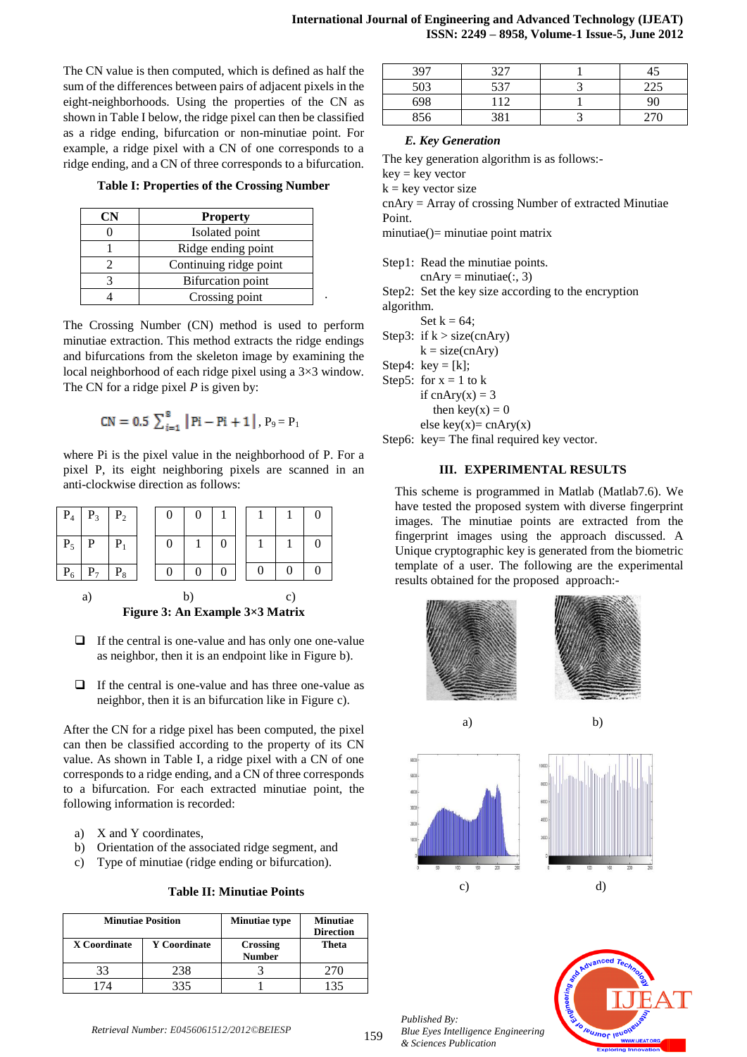The CN value is then computed, which is defined as half the sum of the differences between pairs of adjacent pixels in the eight-neighborhoods. Using the properties of the CN as shown in Table I below, the ridge pixel can then be classified as a ridge ending, bifurcation or non-minutiae point. For example, a ridge pixel with a CN of one corresponds to a ridge ending, and a CN of three corresponds to a bifurcation.

**Table I: Properties of the Crossing Number**

| CN | Property |
|---|---|
| 0 | Isolated point |
| 1 | Ridge ending point |
| 2 | Continuing ridge point |
| 3 | Bifurcation point |
| 4 | Crossing point |

The Crossing Number (CN) method is used to perform minutiae extraction. This method extracts the ridge endings and bifurcations from the skeleton image by examining the local neighborhood of each ridge pixel using a 3×3 window. The CN for a ridge pixel *P* is given by:

$$CN = 0.5 \sum_{i=1}^{8} |Pi - Pi+1|, \; P_9 = P_1$$

where Pi is the pixel value in the neighborhood of P. For a pixel P, its eight neighboring pixels are scanned in an anti-clockwise direction as follows:

a)

| $P_4$ | $P_3$ | $P_2$ |
|---|---|---|
| $P_5$ | P | $P_1$ |
| $P_6$ | $P_7$ | $P_8$ |

b)

| 0 | 0 | 1 |
|---|---|---|
| 0 | 1 | 0 |
| 0 | 0 | 0 |

c)

| 1 | 1 | 0 |
|---|---|---|
| 1 | 1 | 0 |
| 0 | 0 | 0 |

**Figure 3: An Example 3×3 Matrix**

- If the central is one-value and has only one one-value as neighbor, then it is an endpoint like in Figure b).
- If the central is one-value and has three one-value as neighbor, then it is an bifurcation like in Figure c).

After the CN for a ridge pixel has been computed, the pixel can then be classified according to the property of its CN value. As shown in Table I, a ridge pixel with a CN of one corresponds to a ridge ending, and a CN of three corresponds to a bifurcation. For each extracted minutiae point, the following information is recorded:

a) X and Y coordinates,
b) Orientation of the associated ridge segment, and
c) Type of minutiae (ridge ending or bifurcation).

**Table II: Minutiae Points**

| Minutiae Position | | Minutiae type | Minutiae Direction |
|---|---|---|---|
| X Coordinate | Y Coordinate | Crossing Number | Theta |
| 33 | 238 | 3 | 270 |
| 174 | 335 | 1 | 135 |
| 397 | 327 | 1 | 45 |
| 503 | 537 | 3 | 225 |
| 698 | 112 | 1 | 90 |
| 856 | 381 | 3 | 270 |

### E. Key Generation

The key generation algorithm is as follows:-
key = key vector
k = key vector size
cnAry = Array of crossing Number of extracted Minutiae Point.
minutiae()= minutiae point matrix

```
Step1:  Read the minutiae points.
        cnAry = minutiae(:, 3)
Step2:  Set the key size according to the encryption
algorithm.
        Set k = 64;
Step3:  if k > size(cnAry)
        k = size(cnAry)
Step4:  key = [k];
Step5:  for x = 1 to k
        if cnAry(x) = 3
          then key(x) = 0
        else key(x)= cnAry(x)
Step6:  key= The final required key vector.
```

## III. EXPERIMENTAL RESULTS

This scheme is programmed in Matlab (Matlab7.6). We have tested the proposed system with diverse fingerprint images. The minutiae points are extracted from the fingerprint images using the approach discussed. A Unique cryptographic key is generated from the biometric template of a user. The following are the experimental results obtained for the proposed approach:-

a) b)

c) d)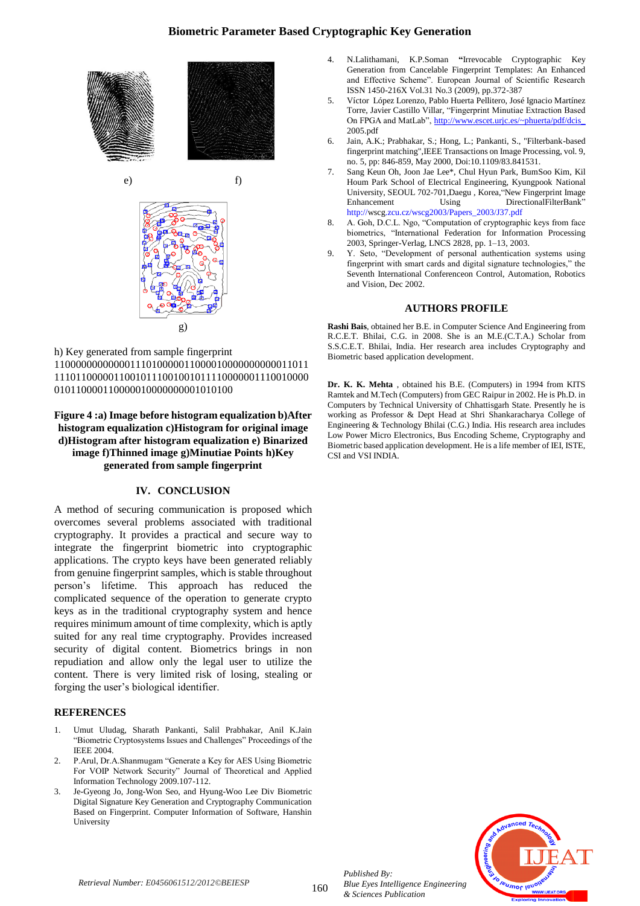e) f)

g)

h) Key generated from sample fingerprint
11000000000000111010000011000010000000000011011
11101100000110010111001001011110000001110010000
0101100001100000100000000001010100

**Figure 4 :a) Image before histogram equalization b)After histogram equalization c)Histogram for original image d)Histogram after histogram equalization e) Binarized image f)Thinned image g)Minutiae Points h)Key generated from sample fingerprint**

## IV. CONCLUSION

A method of securing communication is proposed which overcomes several problems associated with traditional cryptography. It provides a practical and secure way to integrate the fingerprint biometric into cryptographic applications. The crypto keys have been generated reliably from genuine fingerprint samples, which is stable throughout person's lifetime. This approach has reduced the complicated sequence of the operation to generate crypto keys as in the traditional cryptography system and hence requires minimum amount of time complexity, which is aptly suited for any real time cryptography. Provides increased security of digital content. Biometrics brings in non repudiation and allow only the legal user to utilize the content. There is very limited risk of losing, stealing or forging the user's biological identifier.

## REFERENCES

1. Umut Uludag, Sharath Pankanti, Salil Prabhakar, Anil K.Jain "Biometric Cryptosystems Issues and Challenges" Proceedings of the IEEE 2004.
2. P.Arul, Dr.A.Shanmugam "Generate a Key for AES Using Biometric For VOIP Network Security" Journal of Theoretical and Applied Information Technology 2009.107-112.
3. Je-Gyeong Jo, Jong-Won Seo, and Hyung-Woo Lee Div Biometric Digital Signature Key Generation and Cryptography Communication Based on Fingerprint. Computer Information of Software, Hanshin University
4. N.Lalithamani, K.P.Soman "Irrevocable Cryptographic Key Generation from Cancelable Fingerprint Templates: An Enhanced and Effective Scheme". European Journal of Scientific Research ISSN 1450-216X Vol.31 No.3 (2009), pp.372-387
5. Víctor López Lorenzo, Pablo Huerta Pellitero, José Ignacio Martínez Torre, Javier Castillo Villar, "Fingerprint Minutiae Extraction Based On FPGA and MatLab", http://www.escet.urjc.es/~phuerta/pdf/dcis_2005.pdf
6. Jain, A.K.; Prabhakar, S.; Hong, L.; Pankanti, S., "Filterbank-based fingerprint matching",IEEE Transactions on Image Processing, vol. 9, no. 5, pp: 846-859, May 2000, Doi:10.1109/83.841531.
7. Sang Keun Oh, Joon Jae Lee*, Chul Hyun Park, BumSoo Kim, Kil Houm Park School of Electrical Engineering, Kyungpook National University, SEOUL 702-701,Daegu , Korea,"New Fingerprint Image Enhancement Using DirectionalFilterBank" http://wscg.zcu.cz/wscg2003/Papers_2003/J37.pdf
8. A. Goh, D.C.L. Ngo, "Computation of cryptographic keys from face biometrics, "International Federation for Information Processing 2003, Springer-Verlag, LNCS 2828, pp. 1–13, 2003.
9. Y. Seto, "Development of personal authentication systems using fingerprint with smart cards and digital signature technologies," the Seventh International Conferenceon Control, Automation, Robotics and Vision, Dec 2002.

## AUTHORS PROFILE

**Rashi Bais**, obtained her B.E. in Computer Science And Engineering from R.C.E.T. Bhilai, C.G. in 2008. She is an M.E.(C.T.A.) Scholar from S.S.C.E.T. Bhilai, India. Her research area includes Cryptography and Biometric based application development.

**Dr. K. K. Mehta** , obtained his B.E. (Computers) in 1994 from KITS Ramtek and M.Tech (Computers) from GEC Raipur in 2002. He is Ph.D. in Computers by Technical University of Chhattisgarh State. Presently he is working as Professor & Dept Head at Shri Shankaracharya College of Engineering & Technology Bhilai (C.G.) India. His research area includes Low Power Micro Electronics, Bus Encoding Scheme, Cryptography and Biometric based application development. He is a life member of IEI, ISTE, CSI and VSI INDIA.